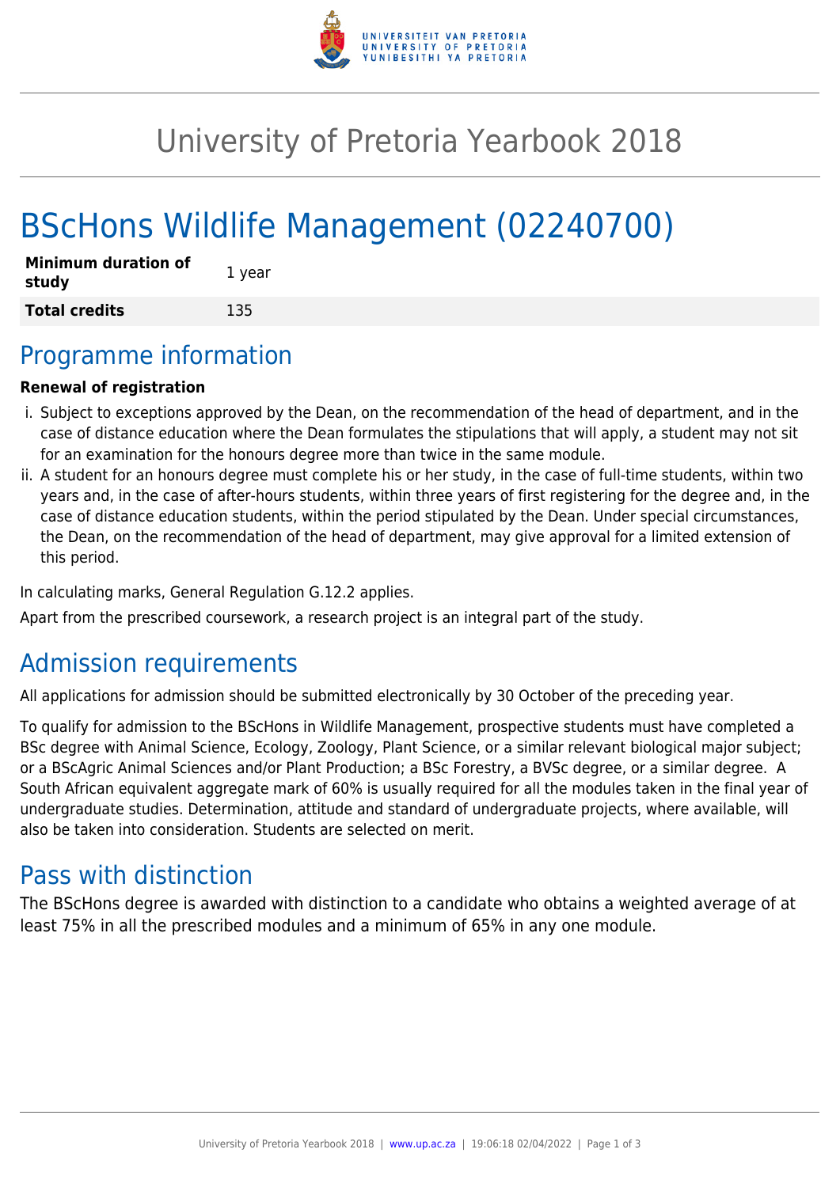# University of Pretoria Yearbook 2018

# BScHons Wildlife Management (02240700)

| **Minimum duration of study** | 1 year |
|---|---|
| **Total credits** | 135 |

## Programme information

**Renewal of registration**

i. Subject to exceptions approved by the Dean, on the recommendation of the head of department, and in the case of distance education where the Dean formulates the stipulations that will apply, a student may not sit for an examination for the honours degree more than twice in the same module.

ii. A student for an honours degree must complete his or her study, in the case of full-time students, within two years and, in the case of after-hours students, within three years of first registering for the degree and, in the case of distance education students, within the period stipulated by the Dean. Under special circumstances, the Dean, on the recommendation of the head of department, may give approval for a limited extension of this period.

In calculating marks, General Regulation G.12.2 applies.

Apart from the prescribed coursework, a research project is an integral part of the study.

## Admission requirements

All applications for admission should be submitted electronically by 30 October of the preceding year.

To qualify for admission to the BScHons in Wildlife Management, prospective students must have completed a BSc degree with Animal Science, Ecology, Zoology, Plant Science, or a similar relevant biological major subject; or a BScAgric Animal Sciences and/or Plant Production; a BSc Forestry, a BVSc degree, or a similar degree. A South African equivalent aggregate mark of 60% is usually required for all the modules taken in the final year of undergraduate studies. Determination, attitude and standard of undergraduate projects, where available, will also be taken into consideration. Students are selected on merit.

## Pass with distinction

The BScHons degree is awarded with distinction to a candidate who obtains a weighted average of at least 75% in all the prescribed modules and a minimum of 65% in any one module.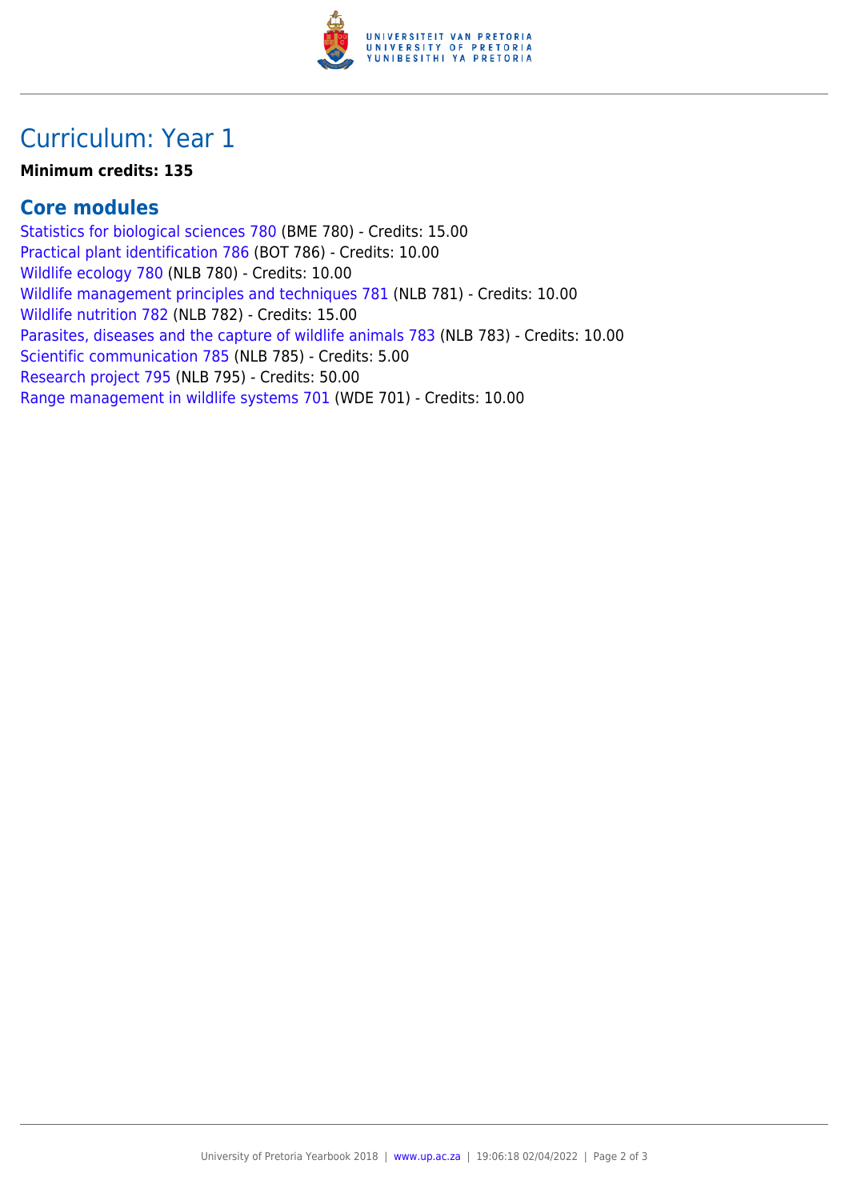# Curriculum: Year 1

**Minimum credits: 135**

## Core modules

Statistics for biological sciences 780 (BME 780) - Credits: 15.00
Practical plant identification 786 (BOT 786) - Credits: 10.00
Wildlife ecology 780 (NLB 780) - Credits: 10.00
Wildlife management principles and techniques 781 (NLB 781) - Credits: 10.00
Wildlife nutrition 782 (NLB 782) - Credits: 15.00
Parasites, diseases and the capture of wildlife animals 783 (NLB 783) - Credits: 10.00
Scientific communication 785 (NLB 785) - Credits: 5.00
Research project 795 (NLB 795) - Credits: 50.00
Range management in wildlife systems 701 (WDE 701) - Credits: 10.00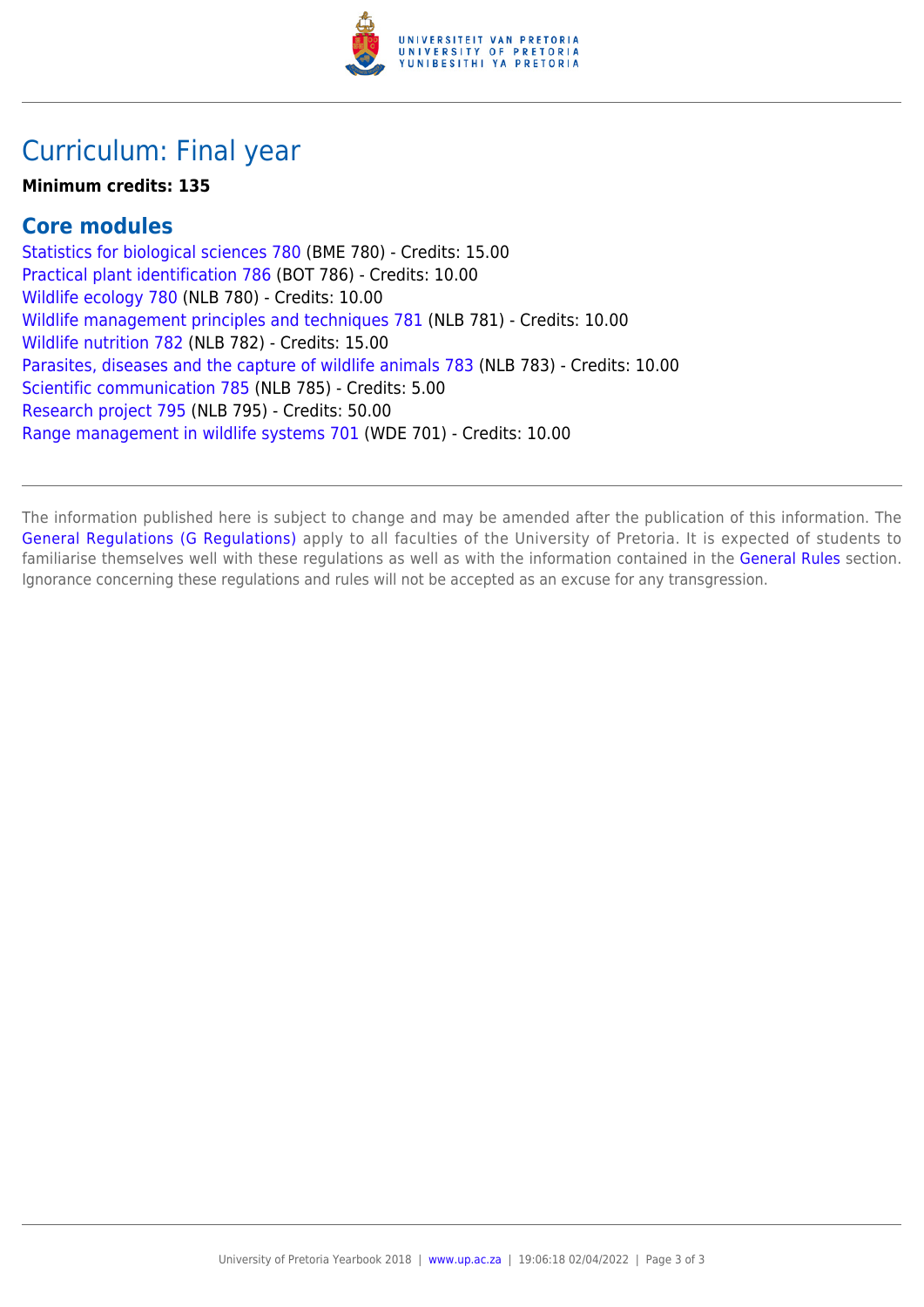## Curriculum: Final year

**Minimum credits: 135**

### Core modules

Statistics for biological sciences 780 (BME 780) - Credits: 15.00
Practical plant identification 786 (BOT 786) - Credits: 10.00
Wildlife ecology 780 (NLB 780) - Credits: 10.00
Wildlife management principles and techniques 781 (NLB 781) - Credits: 10.00
Wildlife nutrition 782 (NLB 782) - Credits: 15.00
Parasites, diseases and the capture of wildlife animals 783 (NLB 783) - Credits: 10.00
Scientific communication 785 (NLB 785) - Credits: 5.00
Research project 795 (NLB 795) - Credits: 50.00
Range management in wildlife systems 701 (WDE 701) - Credits: 10.00

---

The information published here is subject to change and may be amended after the publication of this information. The General Regulations (G Regulations) apply to all faculties of the University of Pretoria. It is expected of students to familiarise themselves well with these regulations as well as with the information contained in the General Rules section. Ignorance concerning these regulations and rules will not be accepted as an excuse for any transgression.